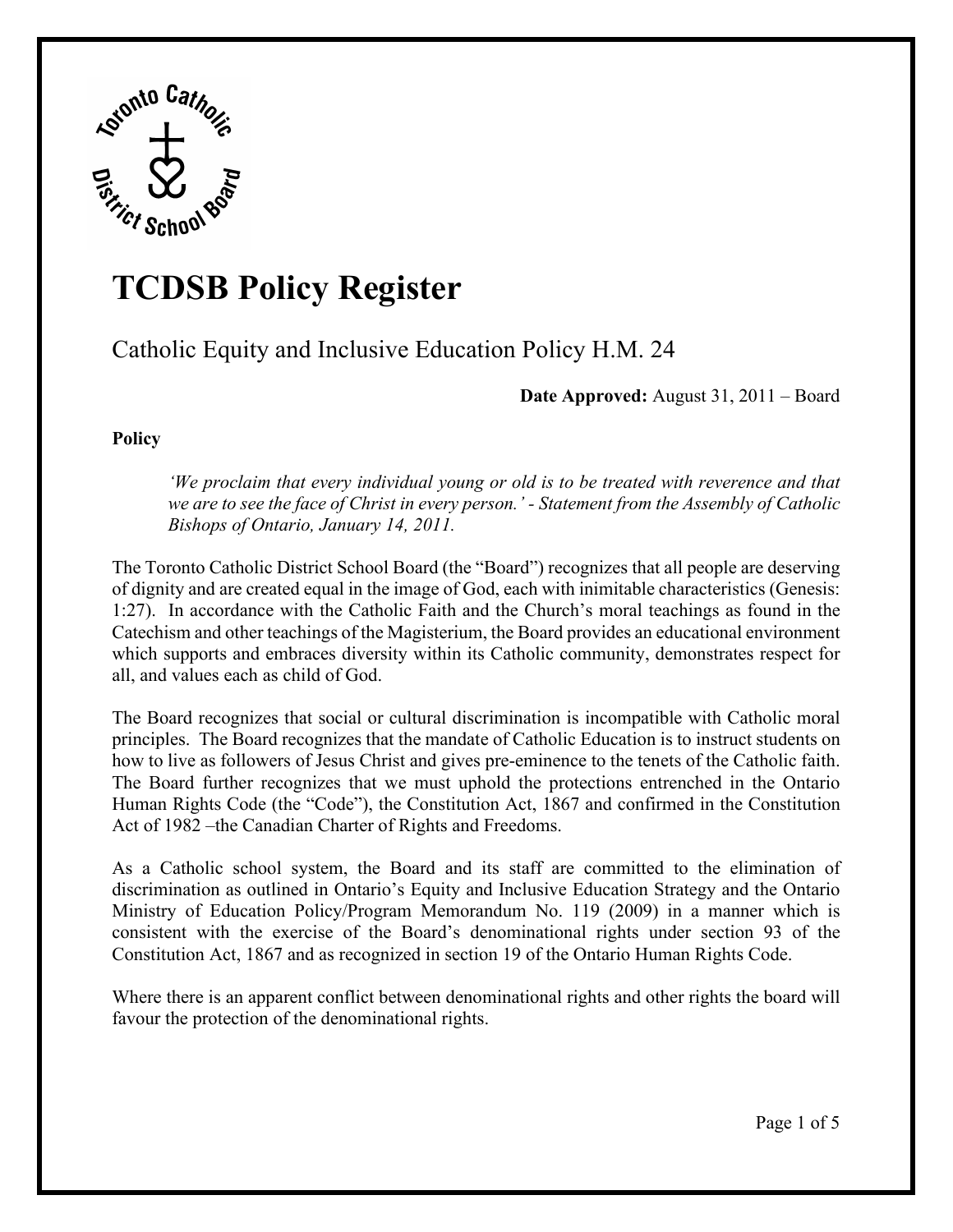# TCDSB Policy Register

## Catholic Equity and Inclusive Education Policy H.M. 24

**Date Approved:** August 31, 2011 – Board

**Policy**

> *'We proclaim that every individual young or old is to be treated with reverence and that we are to see the face of Christ in every person.' - Statement from the Assembly of Catholic Bishops of Ontario, January 14, 2011.*

The Toronto Catholic District School Board (the "Board") recognizes that all people are deserving of dignity and are created equal in the image of God, each with inimitable characteristics (Genesis: 1:27). In accordance with the Catholic Faith and the Church's moral teachings as found in the Catechism and other teachings of the Magisterium, the Board provides an educational environment which supports and embraces diversity within its Catholic community, demonstrates respect for all, and values each as child of God.

The Board recognizes that social or cultural discrimination is incompatible with Catholic moral principles. The Board recognizes that the mandate of Catholic Education is to instruct students on how to live as followers of Jesus Christ and gives pre-eminence to the tenets of the Catholic faith. The Board further recognizes that we must uphold the protections entrenched in the Ontario Human Rights Code (the "Code"), the Constitution Act, 1867 and confirmed in the Constitution Act of 1982 –the Canadian Charter of Rights and Freedoms.

As a Catholic school system, the Board and its staff are committed to the elimination of discrimination as outlined in Ontario's Equity and Inclusive Education Strategy and the Ontario Ministry of Education Policy/Program Memorandum No. 119 (2009) in a manner which is consistent with the exercise of the Board's denominational rights under section 93 of the Constitution Act, 1867 and as recognized in section 19 of the Ontario Human Rights Code.

Where there is an apparent conflict between denominational rights and other rights the board will favour the protection of the denominational rights.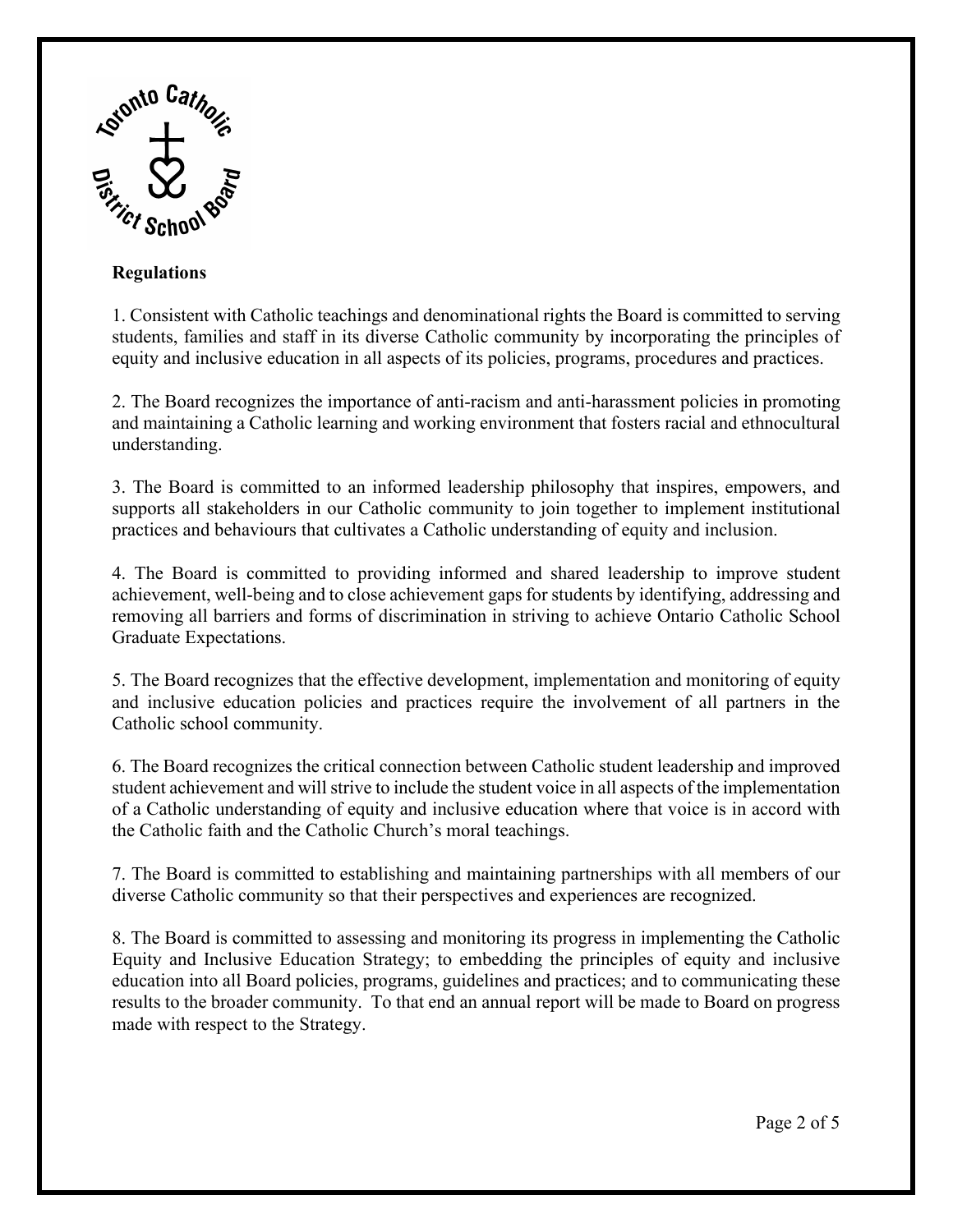**Regulations**

1. Consistent with Catholic teachings and denominational rights the Board is committed to serving students, families and staff in its diverse Catholic community by incorporating the principles of equity and inclusive education in all aspects of its policies, programs, procedures and practices.

2. The Board recognizes the importance of anti-racism and anti-harassment policies in promoting and maintaining a Catholic learning and working environment that fosters racial and ethnocultural understanding.

3. The Board is committed to an informed leadership philosophy that inspires, empowers, and supports all stakeholders in our Catholic community to join together to implement institutional practices and behaviours that cultivates a Catholic understanding of equity and inclusion.

4. The Board is committed to providing informed and shared leadership to improve student achievement, well-being and to close achievement gaps for students by identifying, addressing and removing all barriers and forms of discrimination in striving to achieve Ontario Catholic School Graduate Expectations.

5. The Board recognizes that the effective development, implementation and monitoring of equity and inclusive education policies and practices require the involvement of all partners in the Catholic school community.

6. The Board recognizes the critical connection between Catholic student leadership and improved student achievement and will strive to include the student voice in all aspects of the implementation of a Catholic understanding of equity and inclusive education where that voice is in accord with the Catholic faith and the Catholic Church's moral teachings.

7. The Board is committed to establishing and maintaining partnerships with all members of our diverse Catholic community so that their perspectives and experiences are recognized.

8. The Board is committed to assessing and monitoring its progress in implementing the Catholic Equity and Inclusive Education Strategy; to embedding the principles of equity and inclusive education into all Board policies, programs, guidelines and practices; and to communicating these results to the broader community. To that end an annual report will be made to Board on progress made with respect to the Strategy.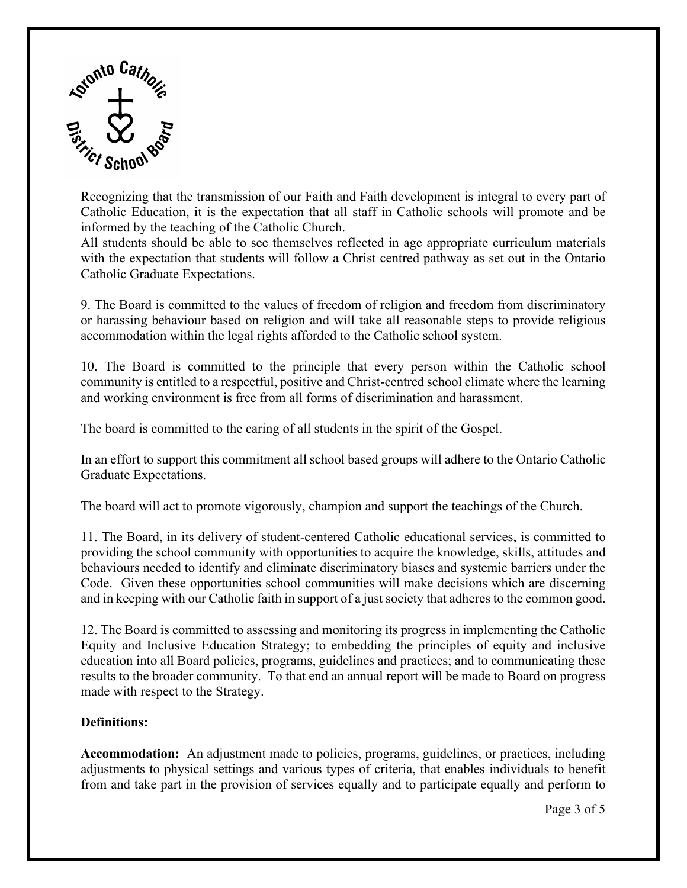Recognizing that the transmission of our Faith and Faith development is integral to every part of Catholic Education, it is the expectation that all staff in Catholic schools will promote and be informed by the teaching of the Catholic Church.
All students should be able to see themselves reflected in age appropriate curriculum materials with the expectation that students will follow a Christ centred pathway as set out in the Ontario Catholic Graduate Expectations.

9. The Board is committed to the values of freedom of religion and freedom from discriminatory or harassing behaviour based on religion and will take all reasonable steps to provide religious accommodation within the legal rights afforded to the Catholic school system.

10. The Board is committed to the principle that every person within the Catholic school community is entitled to a respectful, positive and Christ-centred school climate where the learning and working environment is free from all forms of discrimination and harassment.

The board is committed to the caring of all students in the spirit of the Gospel.

In an effort to support this commitment all school based groups will adhere to the Ontario Catholic Graduate Expectations.

The board will act to promote vigorously, champion and support the teachings of the Church.

11. The Board, in its delivery of student-centered Catholic educational services, is committed to providing the school community with opportunities to acquire the knowledge, skills, attitudes and behaviours needed to identify and eliminate discriminatory biases and systemic barriers under the Code. Given these opportunities school communities will make decisions which are discerning and in keeping with our Catholic faith in support of a just society that adheres to the common good.

12. The Board is committed to assessing and monitoring its progress in implementing the Catholic Equity and Inclusive Education Strategy; to embedding the principles of equity and inclusive education into all Board policies, programs, guidelines and practices; and to communicating these results to the broader community. To that end an annual report will be made to Board on progress made with respect to the Strategy.

**Definitions:**

**Accommodation:** An adjustment made to policies, programs, guidelines, or practices, including adjustments to physical settings and various types of criteria, that enables individuals to benefit from and take part in the provision of services equally and to participate equally and perform to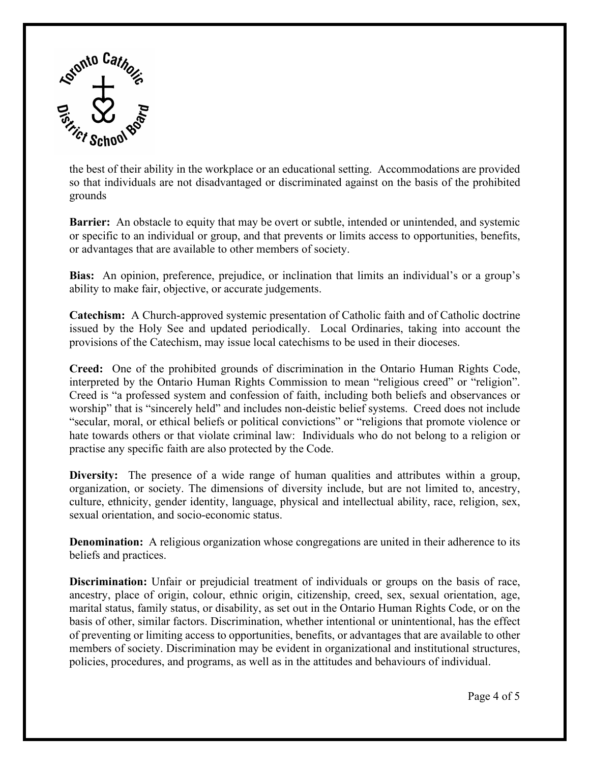the best of their ability in the workplace or an educational setting. Accommodations are provided so that individuals are not disadvantaged or discriminated against on the basis of the prohibited grounds

**Barrier:** An obstacle to equity that may be overt or subtle, intended or unintended, and systemic or specific to an individual or group, and that prevents or limits access to opportunities, benefits, or advantages that are available to other members of society.

**Bias:** An opinion, preference, prejudice, or inclination that limits an individual's or a group's ability to make fair, objective, or accurate judgements.

**Catechism:** A Church-approved systemic presentation of Catholic faith and of Catholic doctrine issued by the Holy See and updated periodically. Local Ordinaries, taking into account the provisions of the Catechism, may issue local catechisms to be used in their dioceses.

**Creed:** One of the prohibited grounds of discrimination in the Ontario Human Rights Code, interpreted by the Ontario Human Rights Commission to mean "religious creed" or "religion". Creed is "a professed system and confession of faith, including both beliefs and observances or worship" that is "sincerely held" and includes non-deistic belief systems. Creed does not include "secular, moral, or ethical beliefs or political convictions" or "religions that promote violence or hate towards others or that violate criminal law: Individuals who do not belong to a religion or practise any specific faith are also protected by the Code.

**Diversity:** The presence of a wide range of human qualities and attributes within a group, organization, or society. The dimensions of diversity include, but are not limited to, ancestry, culture, ethnicity, gender identity, language, physical and intellectual ability, race, religion, sex, sexual orientation, and socio-economic status.

**Denomination:** A religious organization whose congregations are united in their adherence to its beliefs and practices.

**Discrimination:** Unfair or prejudicial treatment of individuals or groups on the basis of race, ancestry, place of origin, colour, ethnic origin, citizenship, creed, sex, sexual orientation, age, marital status, family status, or disability, as set out in the Ontario Human Rights Code, or on the basis of other, similar factors. Discrimination, whether intentional or unintentional, has the effect of preventing or limiting access to opportunities, benefits, or advantages that are available to other members of society. Discrimination may be evident in organizational and institutional structures, policies, procedures, and programs, as well as in the attitudes and behaviours of individual.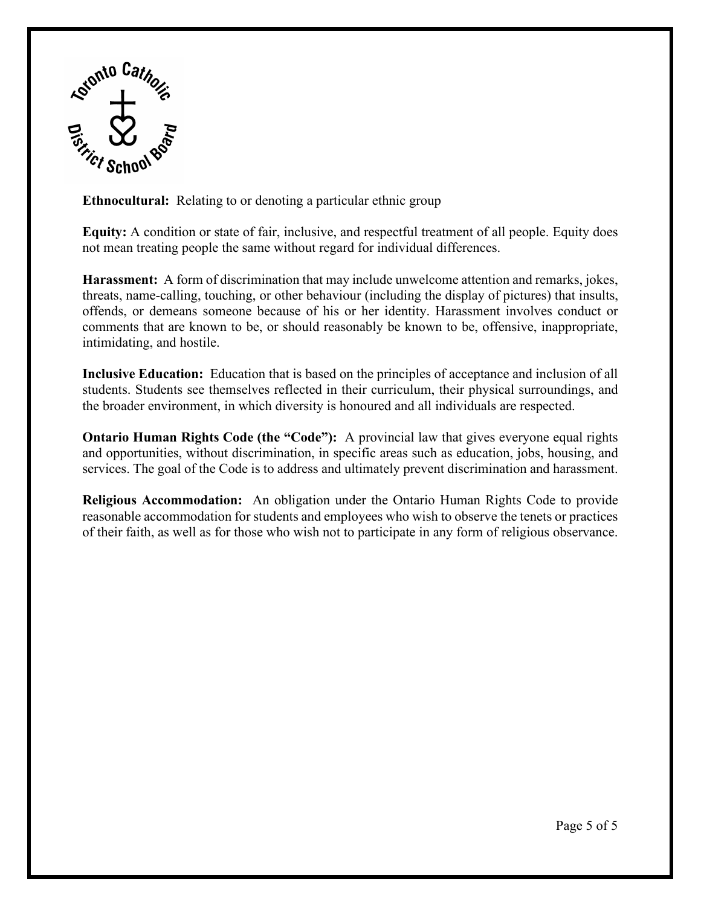**Ethnocultural:** Relating to or denoting a particular ethnic group

**Equity:** A condition or state of fair, inclusive, and respectful treatment of all people. Equity does not mean treating people the same without regard for individual differences.

**Harassment:** A form of discrimination that may include unwelcome attention and remarks, jokes, threats, name-calling, touching, or other behaviour (including the display of pictures) that insults, offends, or demeans someone because of his or her identity. Harassment involves conduct or comments that are known to be, or should reasonably be known to be, offensive, inappropriate, intimidating, and hostile.

**Inclusive Education:** Education that is based on the principles of acceptance and inclusion of all students. Students see themselves reflected in their curriculum, their physical surroundings, and the broader environment, in which diversity is honoured and all individuals are respected.

**Ontario Human Rights Code (the "Code"):** A provincial law that gives everyone equal rights and opportunities, without discrimination, in specific areas such as education, jobs, housing, and services. The goal of the Code is to address and ultimately prevent discrimination and harassment.

**Religious Accommodation:** An obligation under the Ontario Human Rights Code to provide reasonable accommodation for students and employees who wish to observe the tenets or practices of their faith, as well as for those who wish not to participate in any form of religious observance.